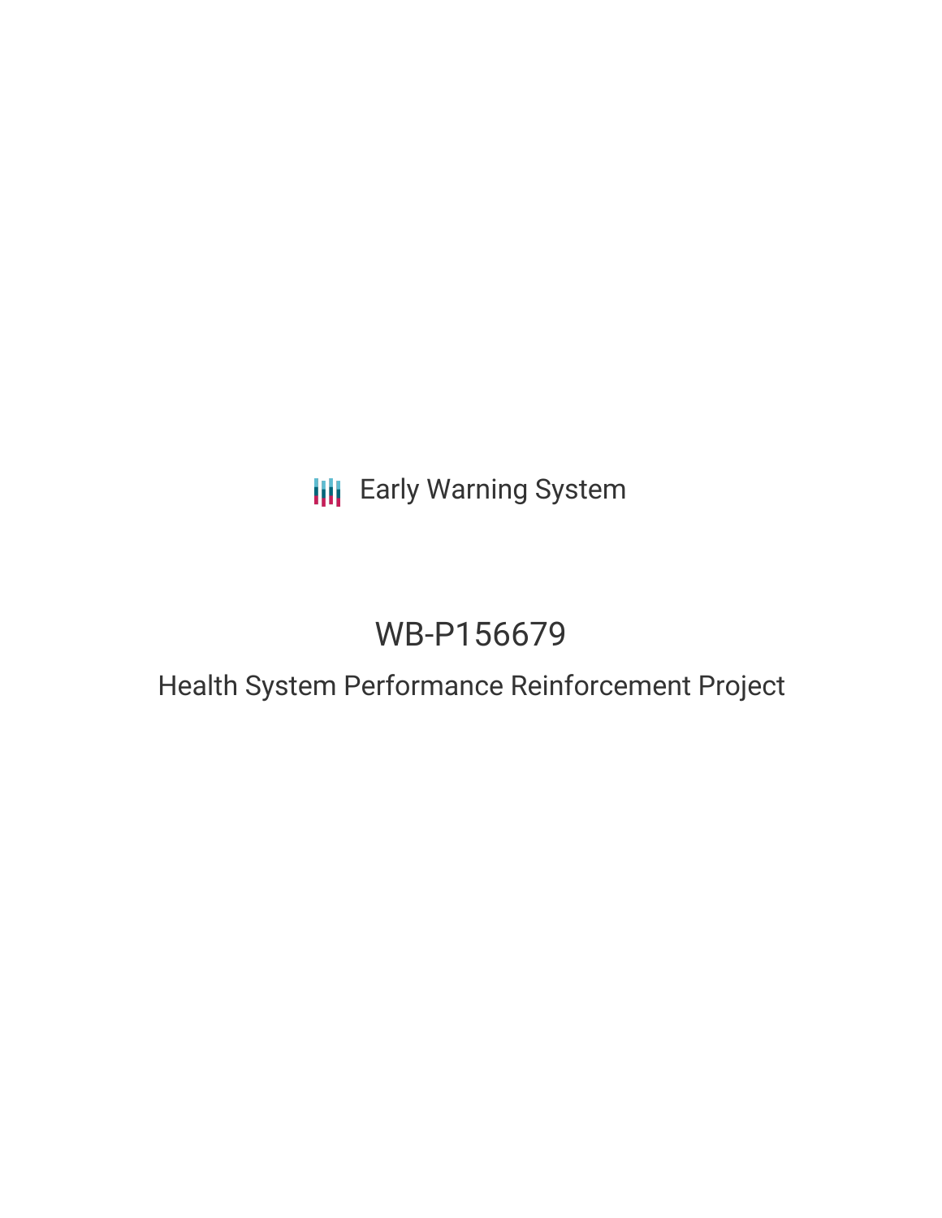Early Warning System

# WB-P156679

## Health System Performance Reinforcement Project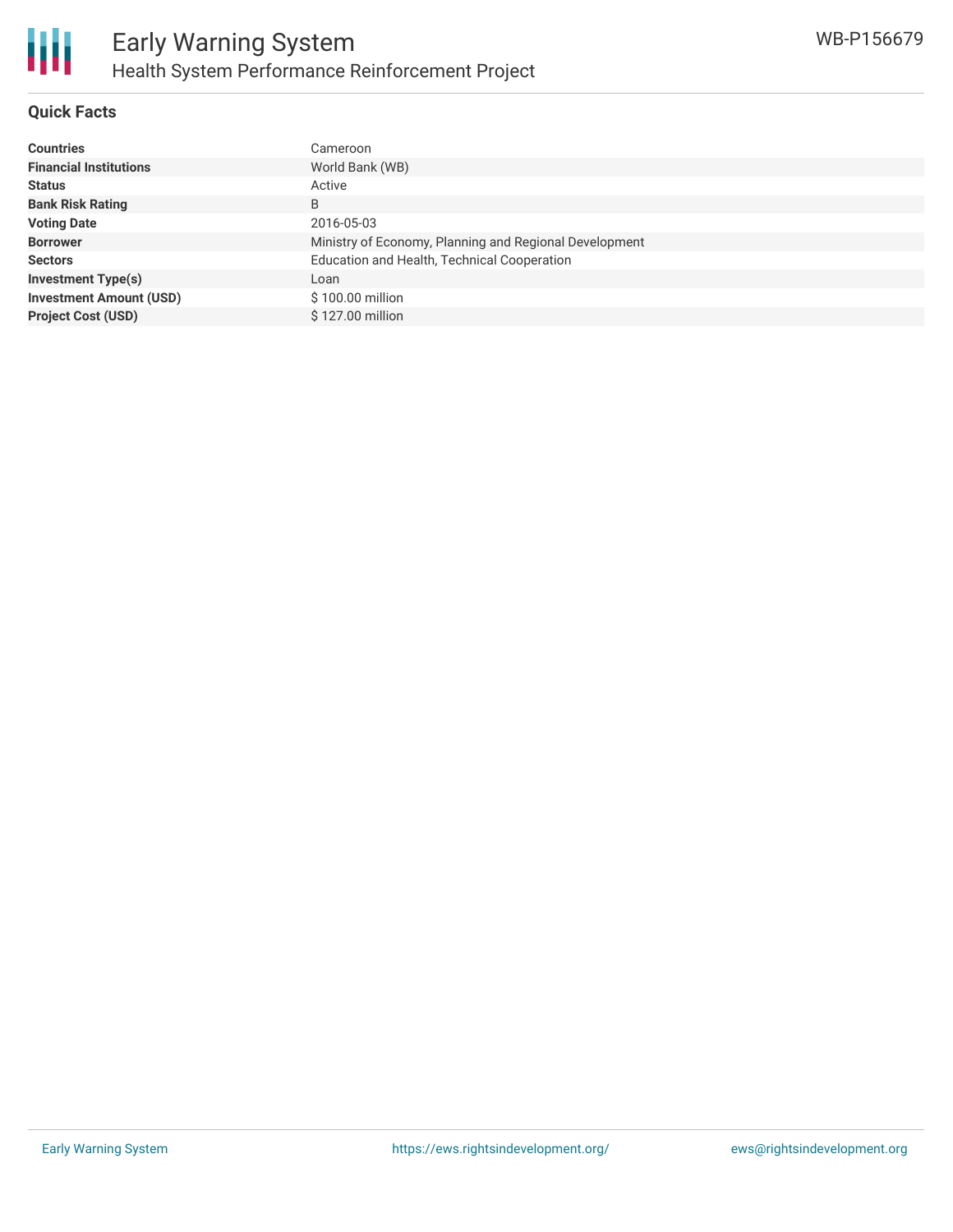## Quick Facts

| | |
|---|---|
| **Countries** | Cameroon |
| **Financial Institutions** | World Bank (WB) |
| **Status** | Active |
| **Bank Risk Rating** | B |
| **Voting Date** | 2016-05-03 |
| **Borrower** | Ministry of Economy, Planning and Regional Development |
| **Sectors** | Education and Health, Technical Cooperation |
| **Investment Type(s)** | Loan |
| **Investment Amount (USD)** | $ 100.00 million |
| **Project Cost (USD)** | $ 127.00 million |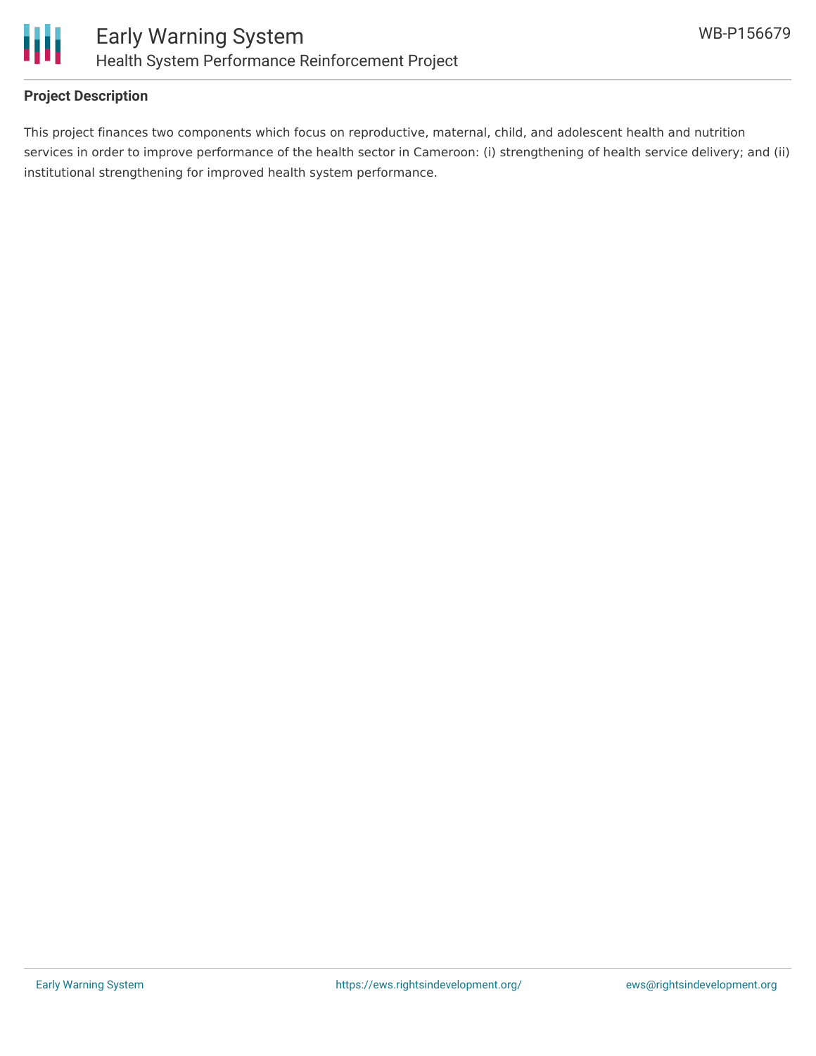## Project Description

This project finances two components which focus on reproductive, maternal, child, and adolescent health and nutrition services in order to improve performance of the health sector in Cameroon: (i) strengthening of health service delivery; and (ii) institutional strengthening for improved health system performance.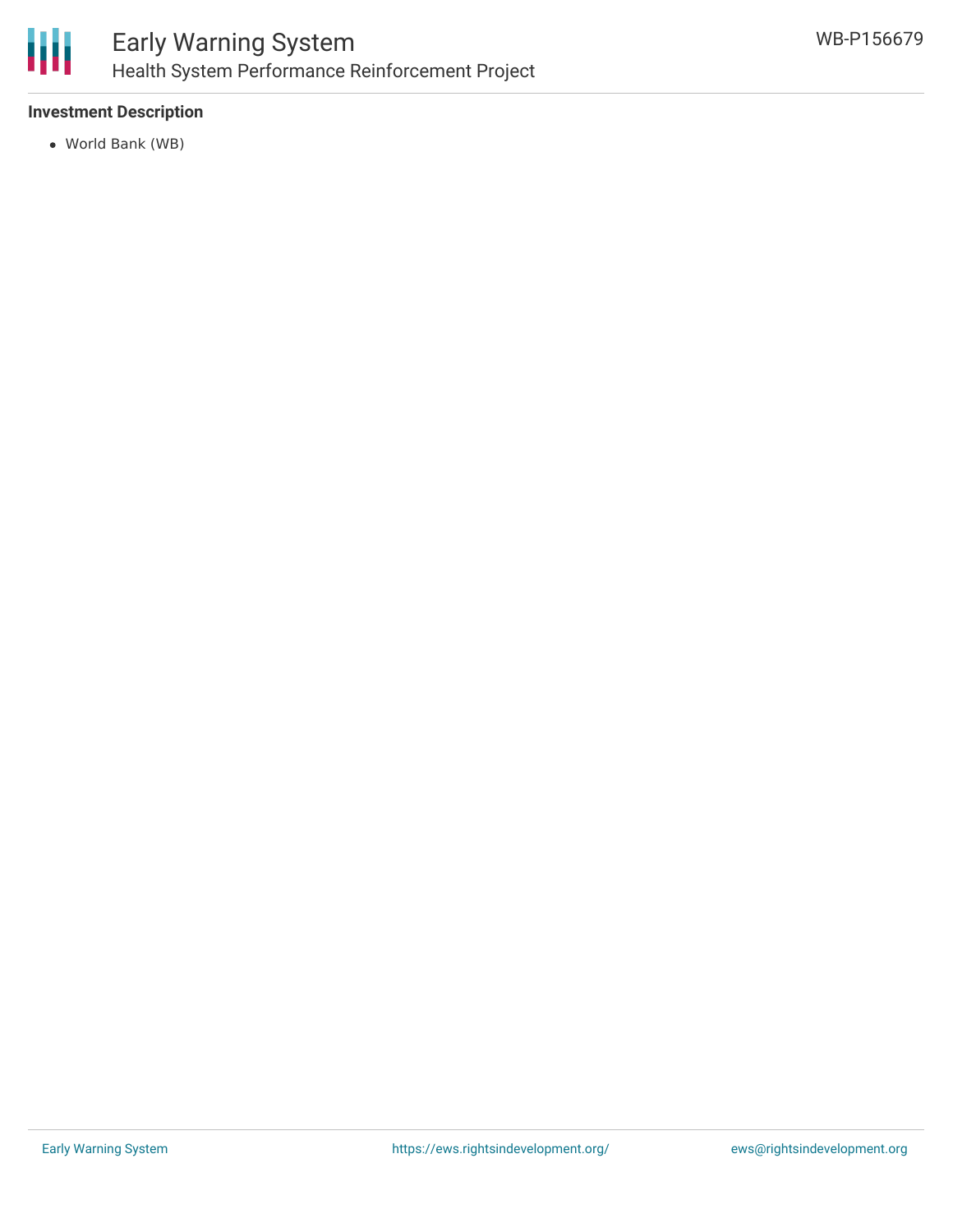### Investment Description

- World Bank (WB)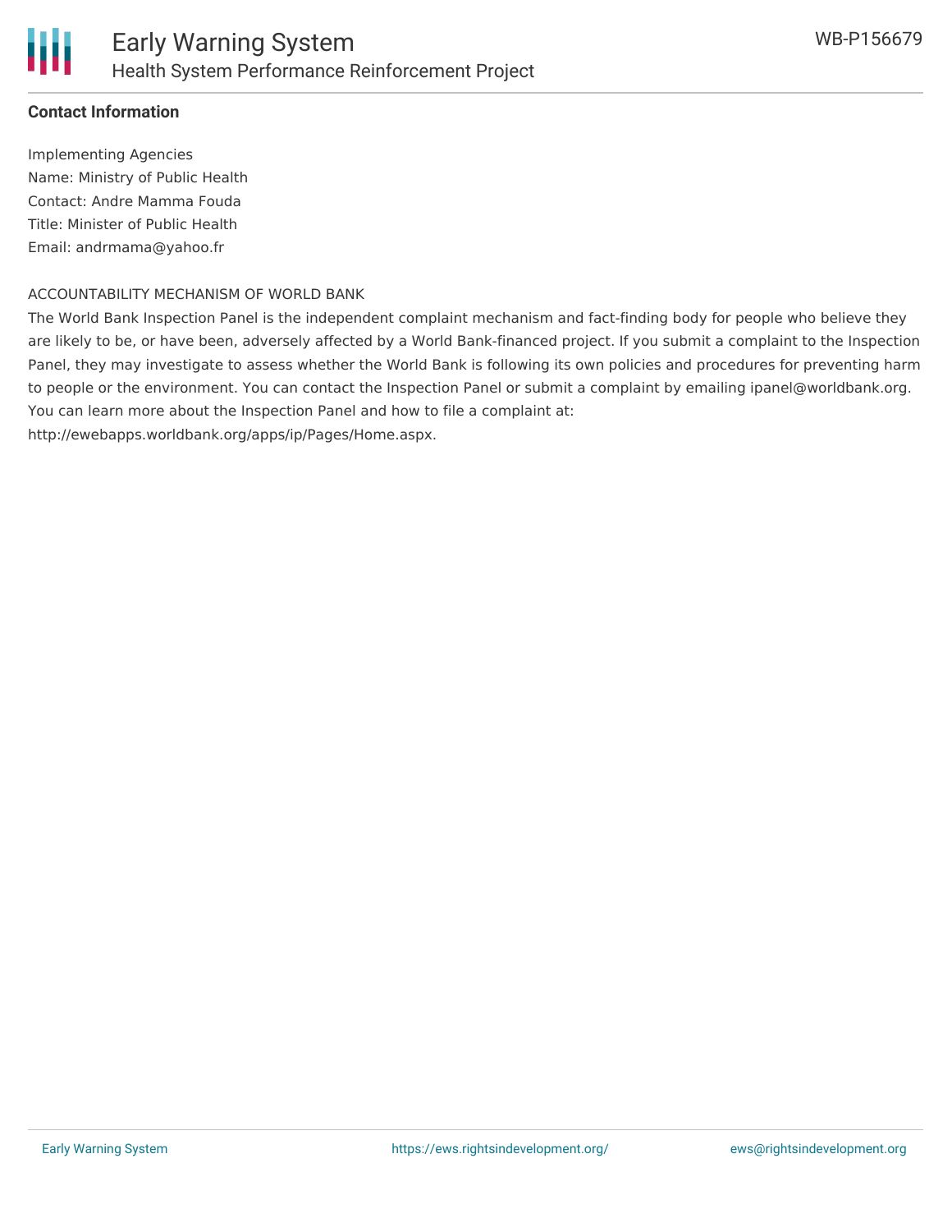**Contact Information**

Implementing Agencies
Name: Ministry of Public Health
Contact: Andre Mamma Fouda
Title: Minister of Public Health
Email: andrmama@yahoo.fr

ACCOUNTABILITY MECHANISM OF WORLD BANK

The World Bank Inspection Panel is the independent complaint mechanism and fact-finding body for people who believe they are likely to be, or have been, adversely affected by a World Bank-financed project. If you submit a complaint to the Inspection Panel, they may investigate to assess whether the World Bank is following its own policies and procedures for preventing harm to people or the environment. You can contact the Inspection Panel or submit a complaint by emailing ipanel@worldbank.org. You can learn more about the Inspection Panel and how to file a complaint at: http://ewebapps.worldbank.org/apps/ip/Pages/Home.aspx.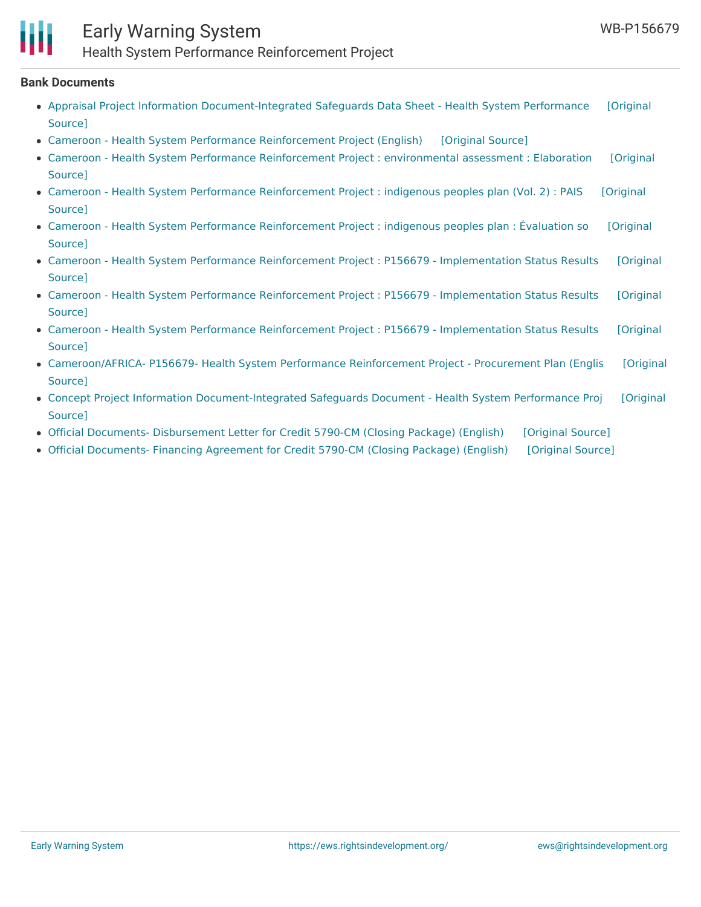## Bank Documents

- Appraisal Project Information Document-Integrated Safeguards Data Sheet - Health System Performance [Original Source]
- Cameroon - Health System Performance Reinforcement Project (English) [Original Source]
- Cameroon - Health System Performance Reinforcement Project : environmental assessment : Elaboration [Original Source]
- Cameroon - Health System Performance Reinforcement Project : indigenous peoples plan (Vol. 2) : PAIS [Original Source]
- Cameroon - Health System Performance Reinforcement Project : indigenous peoples plan : Évaluation so [Original Source]
- Cameroon - Health System Performance Reinforcement Project : P156679 - Implementation Status Results [Original Source]
- Cameroon - Health System Performance Reinforcement Project : P156679 - Implementation Status Results [Original Source]
- Cameroon - Health System Performance Reinforcement Project : P156679 - Implementation Status Results [Original Source]
- Cameroon/AFRICA- P156679- Health System Performance Reinforcement Project - Procurement Plan (Englis [Original Source]
- Concept Project Information Document-Integrated Safeguards Document - Health System Performance Proj [Original Source]
- Official Documents- Disbursement Letter for Credit 5790-CM (Closing Package) (English) [Original Source]
- Official Documents- Financing Agreement for Credit 5790-CM (Closing Package) (English) [Original Source]